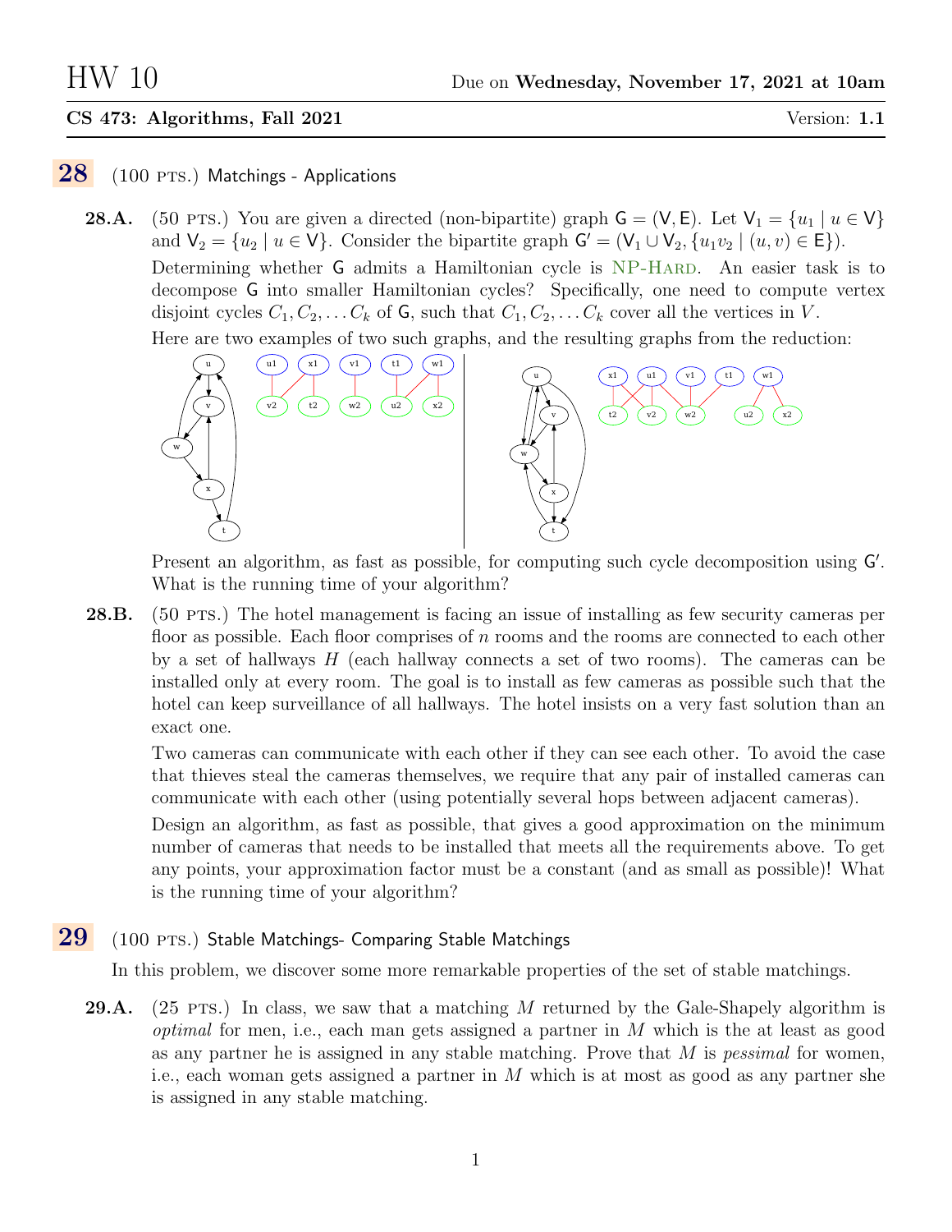# HW 10

Due on **Wednesday, November 17, 2021 at 10am**

**CS 473: Algorithms, Fall 2021** Version: **1.1**

## 28 (100 PTS.) Matchings - Applications

**28.A.** (50 PTS.) You are given a directed (non-bipartite) graph $G = (V, E)$. Let $V_1 = \{u_1 \mid u \in V\}$ and $V_2 = \{u_2 \mid u \in V\}$. Consider the bipartite graph $G' = (V_1 \cup V_2, \{u_1 v_2 \mid (u, v) \in E\})$.

Determining whether G admits a Hamiltonian cycle is NP-Hard. An easier task is to decompose G into smaller Hamiltonian cycles? Specifically, one need to compute vertex disjoint cycles $C_1, C_2, \ldots C_k$ of G, such that $C_1, C_2, \ldots C_k$ cover all the vertices in $V$.

Here are two examples of two such graphs, and the resulting graphs from the reduction:

Present an algorithm, as fast as possible, for computing such cycle decomposition using $G'$. What is the running time of your algorithm?

**28.B.** (50 PTS.) The hotel management is facing an issue of installing as few security cameras per floor as possible. Each floor comprises of $n$ rooms and the rooms are connected to each other by a set of hallways $H$ (each hallway connects a set of two rooms). The cameras can be installed only at every room. The goal is to install as few cameras as possible such that the hotel can keep surveillance of all hallways. The hotel insists on a very fast solution than an exact one.

Two cameras can communicate with each other if they can see each other. To avoid the case that thieves steal the cameras themselves, we require that any pair of installed cameras can communicate with each other (using potentially several hops between adjacent cameras).

Design an algorithm, as fast as possible, that gives a good approximation on the minimum number of cameras that needs to be installed that meets all the requirements above. To get any points, your approximation factor must be a constant (and as small as possible)! What is the running time of your algorithm?

## 29 (100 PTS.) Stable Matchings- Comparing Stable Matchings

In this problem, we discover some more remarkable properties of the set of stable matchings.

**29.A.** (25 PTS.) In class, we saw that a matching $M$ returned by the Gale-Shapely algorithm is *optimal* for men, i.e., each man gets assigned a partner in $M$ which is the at least as good as any partner he is assigned in any stable matching. Prove that $M$ is *pessimal* for women, i.e., each woman gets assigned a partner in $M$ which is at most as good as any partner she is assigned in any stable matching.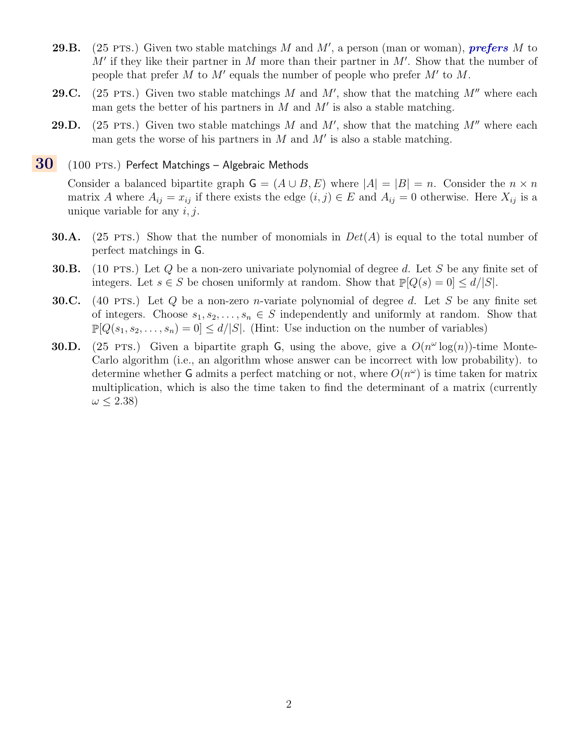**29.B.** (25 PTS.) Given two stable matchings $M$ and $M'$, a person (man or woman), ***prefers*** $M$ to $M'$ if they like their partner in $M$ more than their partner in $M'$. Show that the number of people that prefer $M$ to $M'$ equals the number of people who prefer $M'$ to $M$.

**29.C.** (25 PTS.) Given two stable matchings $M$ and $M'$, show that the matching $M''$ where each man gets the better of his partners in $M$ and $M'$ is also a stable matching.

**29.D.** (25 PTS.) Given two stable matchings $M$ and $M'$, show that the matching $M''$ where each man gets the worse of his partners in $M$ and $M'$ is also a stable matching.

## 30 (100 PTS.) Perfect Matchings – Algebraic Methods

Consider a balanced bipartite graph $\mathsf{G} = (A \cup B, E)$ where $|A| = |B| = n$. Consider the $n \times n$ matrix $A$ where $A_{ij} = x_{ij}$ if there exists the edge $(i, j) \in E$ and $A_{ij} = 0$ otherwise. Here $X_{ij}$ is a unique variable for any $i, j$.

**30.A.** (25 PTS.) Show that the number of monomials in $Det(A)$ is equal to the total number of perfect matchings in $\mathsf{G}$.

**30.B.** (10 PTS.) Let $Q$ be a non-zero univariate polynomial of degree $d$. Let $S$ be any finite set of integers. Let $s \in S$ be chosen uniformly at random. Show that $\mathbb{P}[Q(s) = 0] \leq d/|S|$.

**30.C.** (40 PTS.) Let $Q$ be a non-zero $n$-variate polynomial of degree $d$. Let $S$ be any finite set of integers. Choose $s_1, s_2, \ldots, s_n \in S$ independently and uniformly at random. Show that $\mathbb{P}[Q(s_1, s_2, \ldots, s_n) = 0] \leq d/|S|$. (Hint: Use induction on the number of variables)

**30.D.** (25 PTS.) Given a bipartite graph $\mathsf{G}$, using the above, give a $O(n^{\omega} \log(n))$-time Monte-Carlo algorithm (i.e., an algorithm whose answer can be incorrect with low probability). to determine whether $\mathsf{G}$ admits a perfect matching or not, where $O(n^{\omega})$ is time taken for matrix multiplication, which is also the time taken to find the determinant of a matrix (currently $\omega \leq 2.38$)